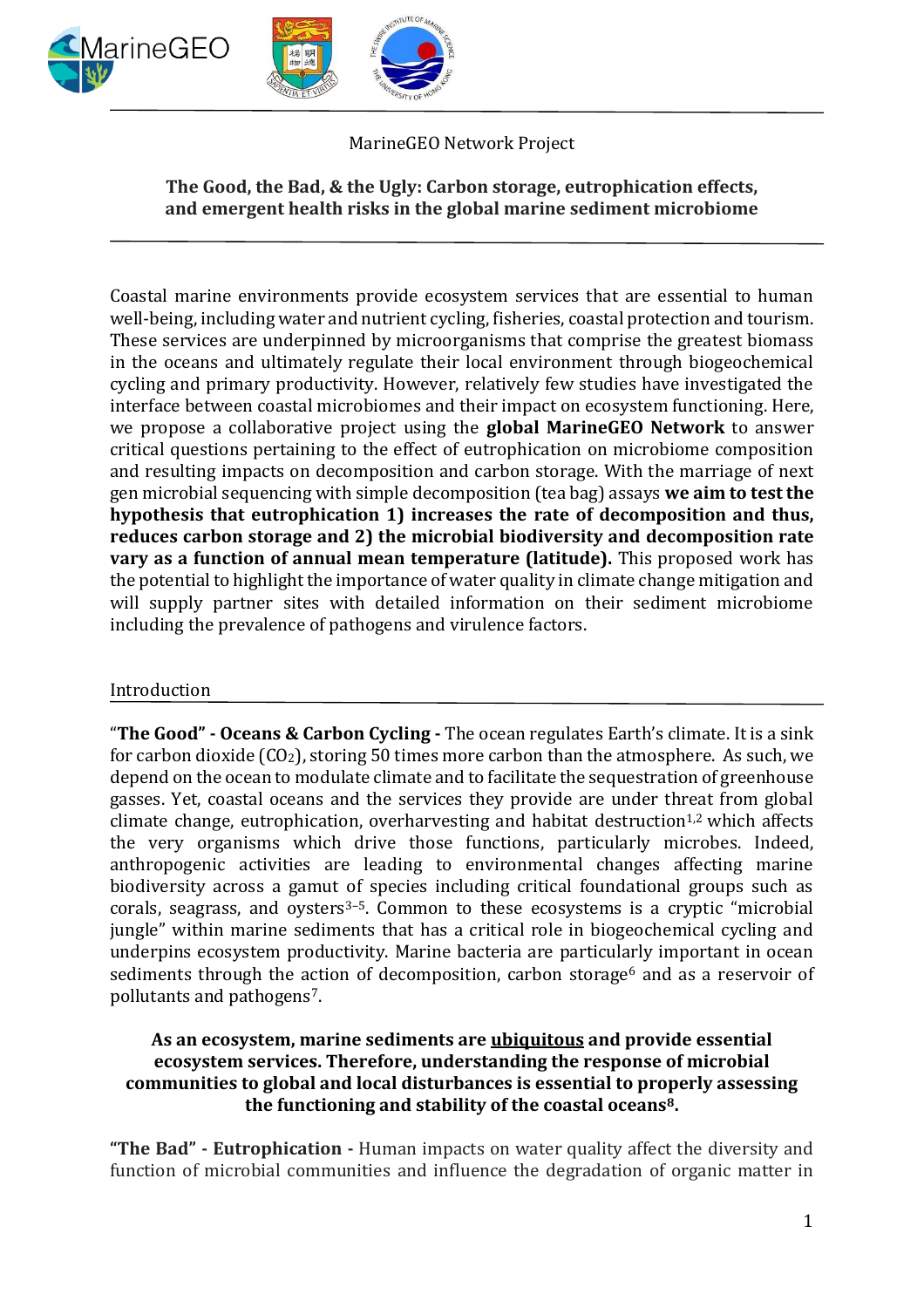MarineGEO Network Project

# The Good, the Bad, & the Ugly: Carbon storage, eutrophication effects, and emergent health risks in the global marine sediment microbiome

---

Coastal marine environments provide ecosystem services that are essential to human well-being, including water and nutrient cycling, fisheries, coastal protection and tourism. These services are underpinned by microorganisms that comprise the greatest biomass in the oceans and ultimately regulate their local environment through biogeochemical cycling and primary productivity. However, relatively few studies have investigated the interface between coastal microbiomes and their impact on ecosystem functioning. Here, we propose a collaborative project using the **global MarineGEO Network** to answer critical questions pertaining to the effect of eutrophication on microbiome composition and resulting impacts on decomposition and carbon storage. With the marriage of next gen microbial sequencing with simple decomposition (tea bag) assays **we aim to test the hypothesis that eutrophication 1) increases the rate of decomposition and thus, reduces carbon storage and 2) the microbial biodiversity and decomposition rate vary as a function of annual mean temperature (latitude).** This proposed work has the potential to highlight the importance of water quality in climate change mitigation and will supply partner sites with detailed information on their sediment microbiome including the prevalence of pathogens and virulence factors.

## Introduction

**"The Good" - Oceans & Carbon Cycling -** The ocean regulates Earth's climate. It is a sink for carbon dioxide ($CO_2$), storing 50 times more carbon than the atmosphere. As such, we depend on the ocean to modulate climate and to facilitate the sequestration of greenhouse gasses. Yet, coastal oceans and the services they provide are under threat from global climate change, eutrophication, overharvesting and habitat destruction[1,2] which affects the very organisms which drive those functions, particularly microbes. Indeed, anthropogenic activities are leading to environmental changes affecting marine biodiversity across a gamut of species including critical foundational groups such as corals, seagrass, and oysters[3–5]. Common to these ecosystems is a cryptic "microbial jungle" within marine sediments that has a critical role in biogeochemical cycling and underpins ecosystem productivity. Marine bacteria are particularly important in ocean sediments through the action of decomposition, carbon storage[6] and as a reservoir of pollutants and pathogens[7].

**As an ecosystem, marine sediments are <u>ubiquitous</u> and provide essential ecosystem services. Therefore, understanding the response of microbial communities to global and local disturbances is essential to properly assessing the functioning and stability of the coastal oceans[8].**

**"The Bad" - Eutrophication -** Human impacts on water quality affect the diversity and function of microbial communities and influence the degradation of organic matter in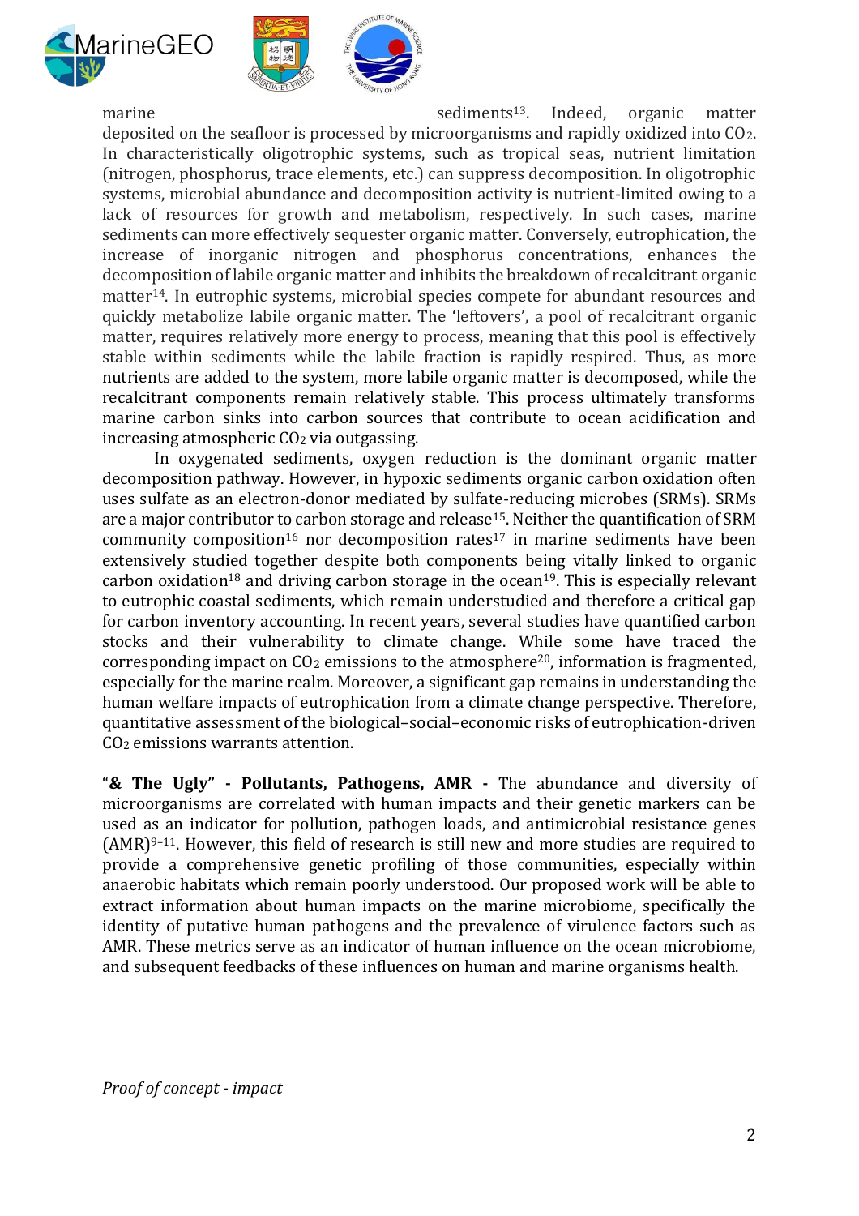marine sediments[13]. Indeed, organic matter deposited on the seafloor is processed by microorganisms and rapidly oxidized into $CO_2$. In characteristically oligotrophic systems, such as tropical seas, nutrient limitation (nitrogen, phosphorus, trace elements, etc.) can suppress decomposition. In oligotrophic systems, microbial abundance and decomposition activity is nutrient-limited owing to a lack of resources for growth and metabolism, respectively. In such cases, marine sediments can more effectively sequester organic matter. Conversely, eutrophication, the increase of inorganic nitrogen and phosphorus concentrations, enhances the decomposition of labile organic matter and inhibits the breakdown of recalcitrant organic matter[14]. In eutrophic systems, microbial species compete for abundant resources and quickly metabolize labile organic matter. The 'leftovers', a pool of recalcitrant organic matter, requires relatively more energy to process, meaning that this pool is effectively stable within sediments while the labile fraction is rapidly respired. Thus, as more nutrients are added to the system, more labile organic matter is decomposed, while the recalcitrant components remain relatively stable. This process ultimately transforms marine carbon sinks into carbon sources that contribute to ocean acidification and increasing atmospheric $CO_2$ via outgassing.

In oxygenated sediments, oxygen reduction is the dominant organic matter decomposition pathway. However, in hypoxic sediments organic carbon oxidation often uses sulfate as an electron-donor mediated by sulfate-reducing microbes (SRMs). SRMs are a major contributor to carbon storage and release[15]. Neither the quantification of SRM community composition[16] nor decomposition rates[17] in marine sediments have been extensively studied together despite both components being vitally linked to organic carbon oxidation[18] and driving carbon storage in the ocean[19]. This is especially relevant to eutrophic coastal sediments, which remain understudied and therefore a critical gap for carbon inventory accounting. In recent years, several studies have quantified carbon stocks and their vulnerability to climate change. While some have traced the corresponding impact on $CO_2$ emissions to the atmosphere[20], information is fragmented, especially for the marine realm. Moreover, a significant gap remains in understanding the human welfare impacts of eutrophication from a climate change perspective. Therefore, quantitative assessment of the biological–social–economic risks of eutrophication-driven $CO_2$ emissions warrants attention.

"**& The Ugly" - Pollutants, Pathogens, AMR -** The abundance and diversity of microorganisms are correlated with human impacts and their genetic markers can be used as an indicator for pollution, pathogen loads, and antimicrobial resistance genes (AMR)[9–11]. However, this field of research is still new and more studies are required to provide a comprehensive genetic profiling of those communities, especially within anaerobic habitats which remain poorly understood. Our proposed work will be able to extract information about human impacts on the marine microbiome, specifically the identity of putative human pathogens and the prevalence of virulence factors such as AMR. These metrics serve as an indicator of human influence on the ocean microbiome, and subsequent feedbacks of these influences on human and marine organisms health.

*Proof of concept - impact*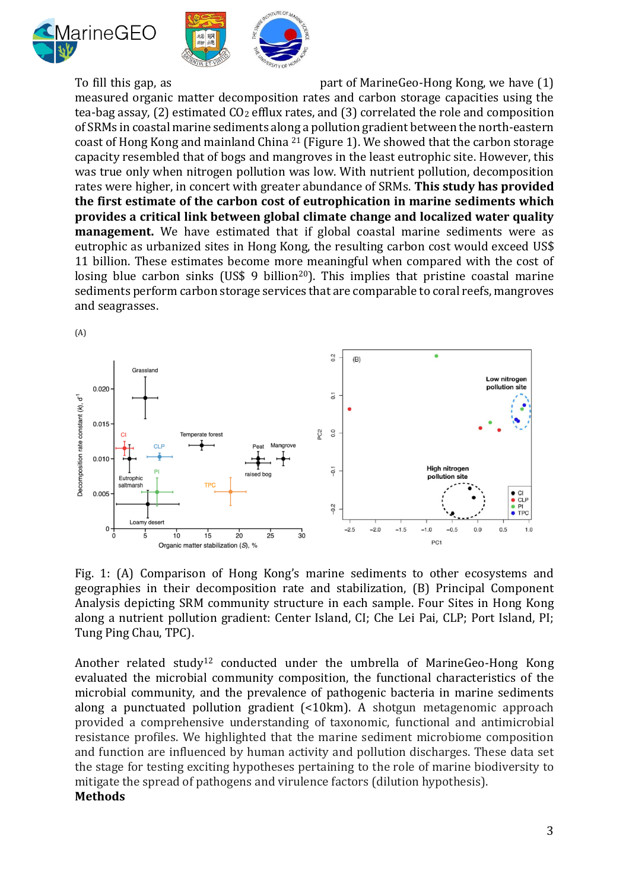To fill this gap, as part of MarineGeo-Hong Kong, we have (1) measured organic matter decomposition rates and carbon storage capacities using the tea-bag assay, (2) estimated $CO_2$ efflux rates, and (3) correlated the role and composition of SRMs in coastal marine sediments along a pollution gradient between the north-eastern coast of Hong Kong and mainland China [21] (Figure 1). We showed that the carbon storage capacity resembled that of bogs and mangroves in the least eutrophic site. However, this was true only when nitrogen pollution was low. With nutrient pollution, decomposition rates were higher, in concert with greater abundance of SRMs. **This study has provided the first estimate of the carbon cost of eutrophication in marine sediments which provides a critical link between global climate change and localized water quality management.** We have estimated that if global coastal marine sediments were as eutrophic as urbanized sites in Hong Kong, the resulting carbon cost would exceed US$ 11 billion. These estimates become more meaningful when compared with the cost of losing blue carbon sinks (US$ 9 billion[20]). This implies that pristine coastal marine sediments perform carbon storage services that are comparable to coral reefs, mangroves and seagrasses.

Fig. 1: (A) Comparison of Hong Kong's marine sediments to other ecosystems and geographies in their decomposition rate and stabilization, (B) Principal Component Analysis depicting SRM community structure in each sample. Four Sites in Hong Kong along a nutrient pollution gradient: Center Island, CI; Che Lei Pai, CLP; Port Island, PI; Tung Ping Chau, TPC).

Another related study[12] conducted under the umbrella of MarineGeo-Hong Kong evaluated the microbial community composition, the functional characteristics of the microbial community, and the prevalence of pathogenic bacteria in marine sediments along a punctuated pollution gradient (<10km). A shotgun metagenomic approach provided a comprehensive understanding of taxonomic, functional and antimicrobial resistance profiles. We highlighted that the marine sediment microbiome composition and function are influenced by human activity and pollution discharges. These data set the stage for testing exciting hypotheses pertaining to the role of marine biodiversity to mitigate the spread of pathogens and virulence factors (dilution hypothesis).

**Methods**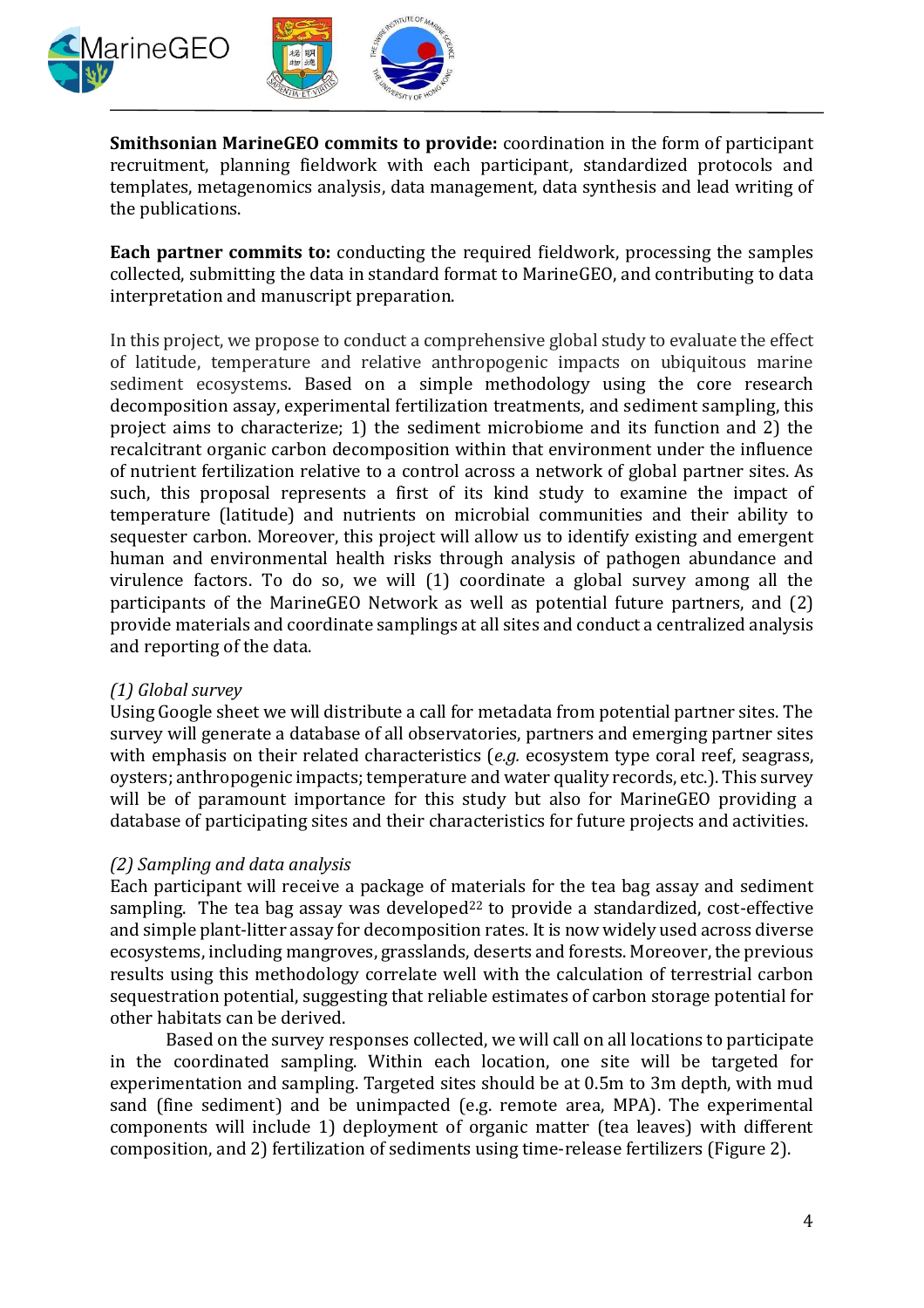**Smithsonian MarineGEO commits to provide:** coordination in the form of participant recruitment, planning fieldwork with each participant, standardized protocols and templates, metagenomics analysis, data management, data synthesis and lead writing of the publications.

**Each partner commits to:** conducting the required fieldwork, processing the samples collected, submitting the data in standard format to MarineGEO, and contributing to data interpretation and manuscript preparation.

In this project, we propose to conduct a comprehensive global study to evaluate the effect of latitude, temperature and relative anthropogenic impacts on ubiquitous marine sediment ecosystems. Based on a simple methodology using the core research decomposition assay, experimental fertilization treatments, and sediment sampling, this project aims to characterize; 1) the sediment microbiome and its function and 2) the recalcitrant organic carbon decomposition within that environment under the influence of nutrient fertilization relative to a control across a network of global partner sites. As such, this proposal represents a first of its kind study to examine the impact of temperature (latitude) and nutrients on microbial communities and their ability to sequester carbon. Moreover, this project will allow us to identify existing and emergent human and environmental health risks through analysis of pathogen abundance and virulence factors. To do so, we will (1) coordinate a global survey among all the participants of the MarineGEO Network as well as potential future partners, and (2) provide materials and coordinate samplings at all sites and conduct a centralized analysis and reporting of the data.

*(1) Global survey*

Using Google sheet we will distribute a call for metadata from potential partner sites. The survey will generate a database of all observatories, partners and emerging partner sites with emphasis on their related characteristics (*e.g.* ecosystem type coral reef, seagrass, oysters; anthropogenic impacts; temperature and water quality records, etc.). This survey will be of paramount importance for this study but also for MarineGEO providing a database of participating sites and their characteristics for future projects and activities.

*(2) Sampling and data analysis*

Each participant will receive a package of materials for the tea bag assay and sediment sampling. The tea bag assay was developed[22] to provide a standardized, cost-effective and simple plant-litter assay for decomposition rates. It is now widely used across diverse ecosystems, including mangroves, grasslands, deserts and forests. Moreover, the previous results using this methodology correlate well with the calculation of terrestrial carbon sequestration potential, suggesting that reliable estimates of carbon storage potential for other habitats can be derived.

Based on the survey responses collected, we will call on all locations to participate in the coordinated sampling. Within each location, one site will be targeted for experimentation and sampling. Targeted sites should be at 0.5m to 3m depth, with mud sand (fine sediment) and be unimpacted (e.g. remote area, MPA). The experimental components will include 1) deployment of organic matter (tea leaves) with different composition, and 2) fertilization of sediments using time-release fertilizers (Figure 2).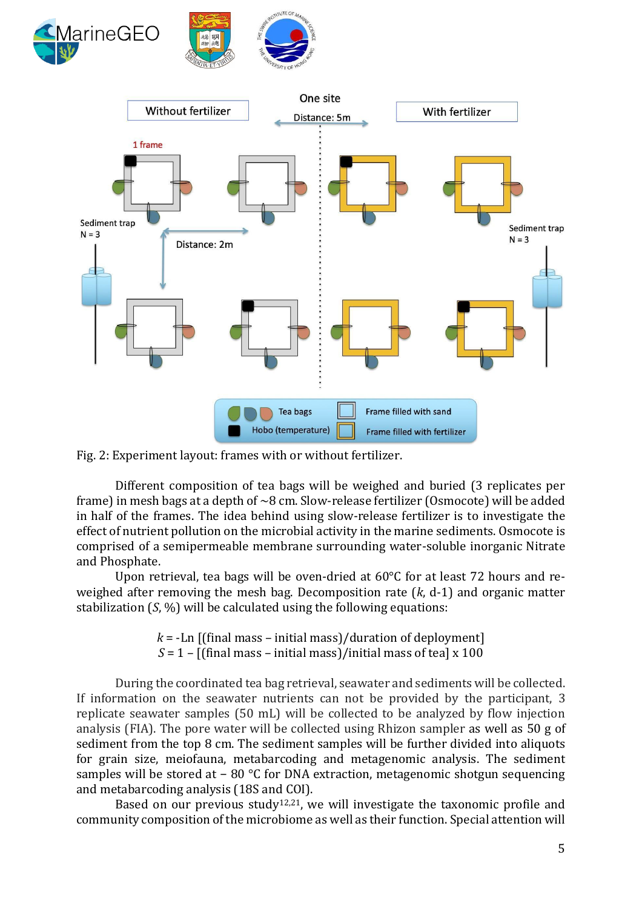Fig. 2: Experiment layout: frames with or without fertilizer.

Different composition of tea bags will be weighed and buried (3 replicates per frame) in mesh bags at a depth of ~8 cm. Slow-release fertilizer (Osmocote) will be added in half of the frames. The idea behind using slow-release fertilizer is to investigate the effect of nutrient pollution on the microbial activity in the marine sediments. Osmocote is comprised of a semipermeable membrane surrounding water-soluble inorganic Nitrate and Phosphate.

Upon retrieval, tea bags will be oven-dried at 60°C for at least 72 hours and re-weighed after removing the mesh bag. Decomposition rate (*k*, d-1) and organic matter stabilization (*S*, %) will be calculated using the following equations:

$$k = -\text{Ln}\left[(\text{final mass} - \text{initial mass})/\text{duration of deployment}\right]$$
$$S = 1 - \left[(\text{final mass} - \text{initial mass})/\text{initial mass of tea}\right] \times 100$$

During the coordinated tea bag retrieval, seawater and sediments will be collected. If information on the seawater nutrients can not be provided by the participant, 3 replicate seawater samples (50 mL) will be collected to be analyzed by flow injection analysis (FIA). The pore water will be collected using Rhizon sampler as well as 50 g of sediment from the top 8 cm. The sediment samples will be further divided into aliquots for grain size, meiofauna, metabarcoding and metagenomic analysis. The sediment samples will be stored at − 80 °C for DNA extraction, metagenomic shotgun sequencing and metabarcoding analysis (18S and COI).

Based on our previous study[12,21], we will investigate the taxonomic profile and community composition of the microbiome as well as their function. Special attention will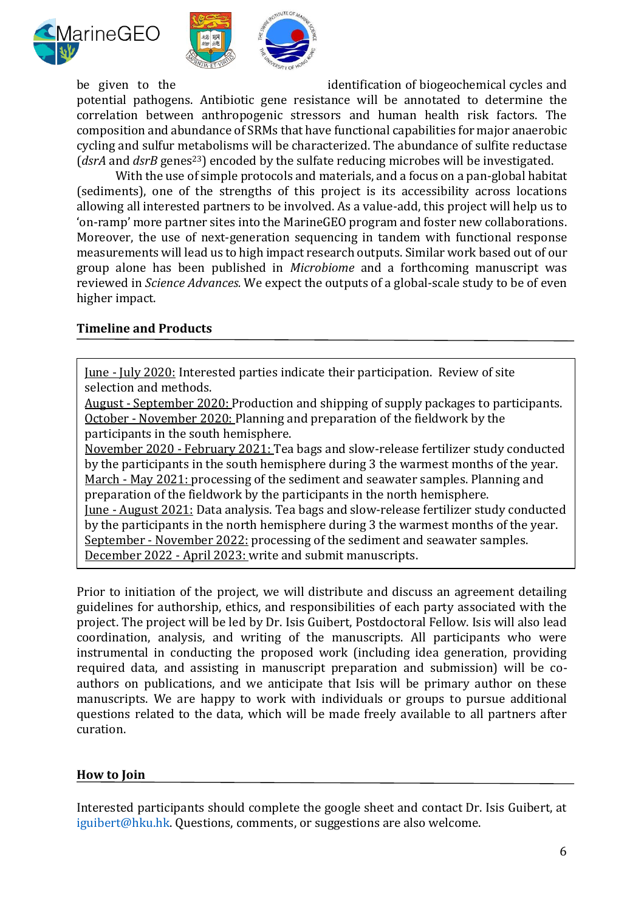be given to the identification of biogeochemical cycles and potential pathogens. Antibiotic gene resistance will be annotated to determine the correlation between anthropogenic stressors and human health risk factors. The composition and abundance of SRMs that have functional capabilities for major anaerobic cycling and sulfur metabolisms will be characterized. The abundance of sulfite reductase (*dsrA* and *dsrB* genes[23]) encoded by the sulfate reducing microbes will be investigated.

With the use of simple protocols and materials, and a focus on a pan-global habitat (sediments), one of the strengths of this project is its accessibility across locations allowing all interested partners to be involved. As a value-add, this project will help us to 'on-ramp' more partner sites into the MarineGEO program and foster new collaborations. Moreover, the use of next-generation sequencing in tandem with functional response measurements will lead us to high impact research outputs. Similar work based out of our group alone has been published in *Microbiome* and a forthcoming manuscript was reviewed in *Science Advances.* We expect the outputs of a global-scale study to be of even higher impact.

## Timeline and Products

June - July 2020: Interested parties indicate their participation. Review of site selection and methods.
August - September 2020: Production and shipping of supply packages to participants.
October - November 2020: Planning and preparation of the fieldwork by the participants in the south hemisphere.
November 2020 - February 2021: Tea bags and slow-release fertilizer study conducted by the participants in the south hemisphere during 3 the warmest months of the year.
March - May 2021: processing of the sediment and seawater samples. Planning and preparation of the fieldwork by the participants in the north hemisphere.
June - August 2021: Data analysis. Tea bags and slow-release fertilizer study conducted by the participants in the north hemisphere during 3 the warmest months of the year.
September - November 2022: processing of the sediment and seawater samples.
December 2022 - April 2023: write and submit manuscripts.

Prior to initiation of the project, we will distribute and discuss an agreement detailing guidelines for authorship, ethics, and responsibilities of each party associated with the project. The project will be led by Dr. Isis Guibert, Postdoctoral Fellow. Isis will also lead coordination, analysis, and writing of the manuscripts. All participants who were instrumental in conducting the proposed work (including idea generation, providing required data, and assisting in manuscript preparation and submission) will be co-authors on publications, and we anticipate that Isis will be primary author on these manuscripts. We are happy to work with individuals or groups to pursue additional questions related to the data, which will be made freely available to all partners after curation.

## How to Join

Interested participants should complete the google sheet and contact Dr. Isis Guibert, at iguibert@hku.hk. Questions, comments, or suggestions are also welcome.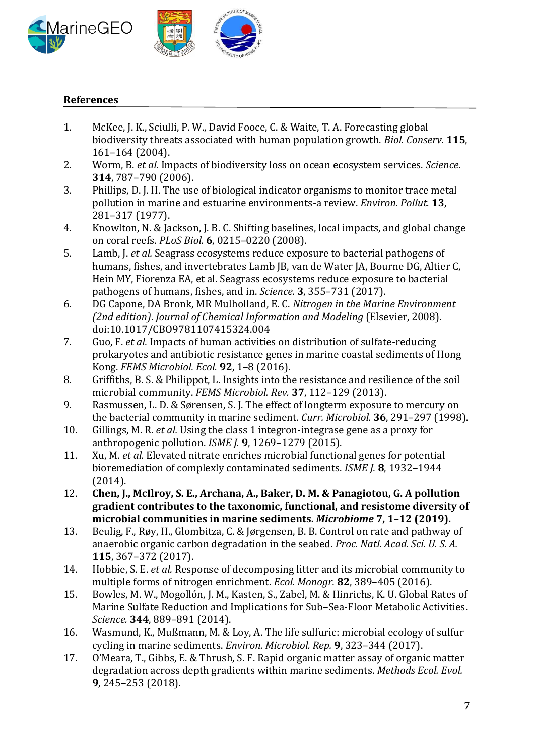## References

1. McKee, J. K., Sciulli, P. W., David Fooce, C. & Waite, T. A. Forecasting global biodiversity threats associated with human population growth. *Biol. Conserv.* **115**, 161–164 (2004).
2. Worm, B. *et al.* Impacts of biodiversity loss on ocean ecosystem services. *Science.* **314**, 787–790 (2006).
3. Phillips, D. J. H. The use of biological indicator organisms to monitor trace metal pollution in marine and estuarine environments-a review. *Environ. Pollut.* **13**, 281–317 (1977).
4. Knowlton, N. & Jackson, J. B. C. Shifting baselines, local impacts, and global change on coral reefs. *PLoS Biol.* **6**, 0215–0220 (2008).
5. Lamb, J. *et al.* Seagrass ecosystems reduce exposure to bacterial pathogens of humans, fishes, and invertebrates Lamb JB, van de Water JA, Bourne DG, Altier C, Hein MY, Fiorenza EA, et al. Seagrass ecosystems reduce exposure to bacterial pathogens of humans, fishes, and in. *Science.* **3**, 355–731 (2017).
6. DG Capone, DA Bronk, MR Mulholland, E. C. *Nitrogen in the Marine Environment (2nd edition)*. *Journal of Chemical Information and Modeling* (Elsevier, 2008). doi:10.1017/CBO9781107415324.004
7. Guo, F. *et al.* Impacts of human activities on distribution of sulfate-reducing prokaryotes and antibiotic resistance genes in marine coastal sediments of Hong Kong. *FEMS Microbiol. Ecol.* **92**, 1–8 (2016).
8. Griffiths, B. S. & Philippot, L. Insights into the resistance and resilience of the soil microbial community. *FEMS Microbiol. Rev.* **37**, 112–129 (2013).
9. Rasmussen, L. D. & Sørensen, S. J. The effect of longterm exposure to mercury on the bacterial community in marine sediment. *Curr. Microbiol.* **36**, 291–297 (1998).
10. Gillings, M. R. *et al.* Using the class 1 integron-integrase gene as a proxy for anthropogenic pollution. *ISME J.* **9**, 1269–1279 (2015).
11. Xu, M. *et al.* Elevated nitrate enriches microbial functional genes for potential bioremediation of complexly contaminated sediments. *ISME J.* **8**, 1932–1944 (2014).
12. **Chen, J., McIlroy, S. E., Archana, A., Baker, D. M. & Panagiotou, G. A pollution gradient contributes to the taxonomic, functional, and resistome diversity of microbial communities in marine sediments. *Microbiome* 7, 1–12 (2019).**
13. Beulig, F., Røy, H., Glombitza, C. & Jørgensen, B. B. Control on rate and pathway of anaerobic organic carbon degradation in the seabed. *Proc. Natl. Acad. Sci. U. S. A.* **115**, 367–372 (2017).
14. Hobbie, S. E. *et al.* Response of decomposing litter and its microbial community to multiple forms of nitrogen enrichment. *Ecol. Monogr.* **82**, 389–405 (2016).
15. Bowles, M. W., Mogollón, J. M., Kasten, S., Zabel, M. & Hinrichs, K. U. Global Rates of Marine Sulfate Reduction and Implications for Sub–Sea-Floor Metabolic Activities. *Science.* **344**, 889–891 (2014).
16. Wasmund, K., Mußmann, M. & Loy, A. The life sulfuric: microbial ecology of sulfur cycling in marine sediments. *Environ. Microbiol. Rep.* **9**, 323–344 (2017).
17. O'Meara, T., Gibbs, E. & Thrush, S. F. Rapid organic matter assay of organic matter degradation across depth gradients within marine sediments. *Methods Ecol. Evol.* **9**, 245–253 (2018).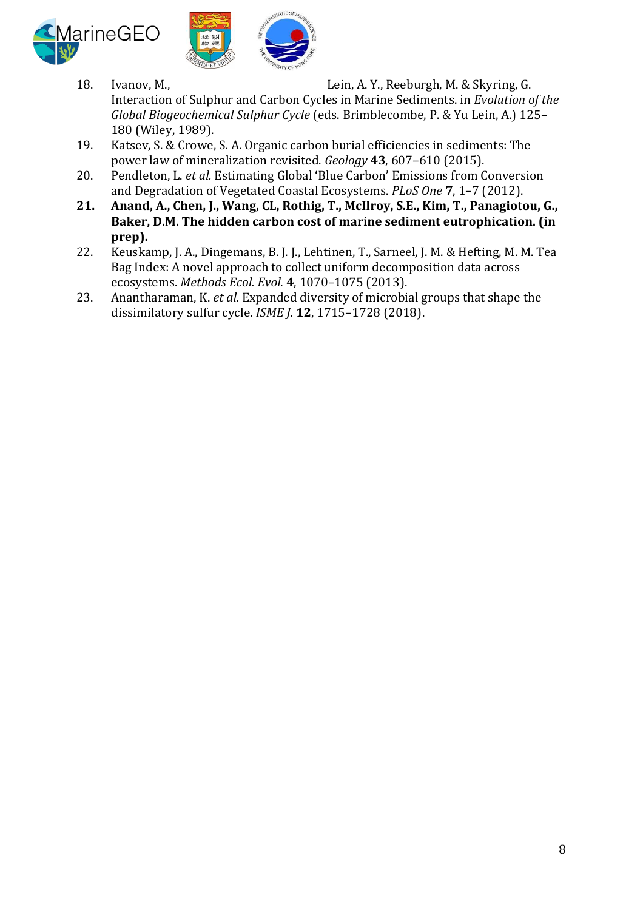18. Ivanov, M., Lein, A. Y., Reeburgh, M. & Skyring, G. Interaction of Sulphur and Carbon Cycles in Marine Sediments. in *Evolution of the Global Biogeochemical Sulphur Cycle* (eds. Brimblecombe, P. & Yu Lein, A.) 125–180 (Wiley, 1989).
19. Katsev, S. & Crowe, S. A. Organic carbon burial efficiencies in sediments: The power law of mineralization revisited. *Geology* **43**, 607–610 (2015).
20. Pendleton, L. *et al.* Estimating Global 'Blue Carbon' Emissions from Conversion and Degradation of Vegetated Coastal Ecosystems. *PLoS One* **7**, 1–7 (2012).
21. **Anand, A., Chen, J., Wang, CL, Rothig, T., McIlroy, S.E., Kim, T., Panagiotou, G., Baker, D.M. The hidden carbon cost of marine sediment eutrophication. (in prep).**
22. Keuskamp, J. A., Dingemans, B. J. J., Lehtinen, T., Sarneel, J. M. & Hefting, M. M. Tea Bag Index: A novel approach to collect uniform decomposition data across ecosystems. *Methods Ecol. Evol.* **4**, 1070–1075 (2013).
23. Anantharaman, K. *et al.* Expanded diversity of microbial groups that shape the dissimilatory sulfur cycle. *ISME J.* **12**, 1715–1728 (2018).